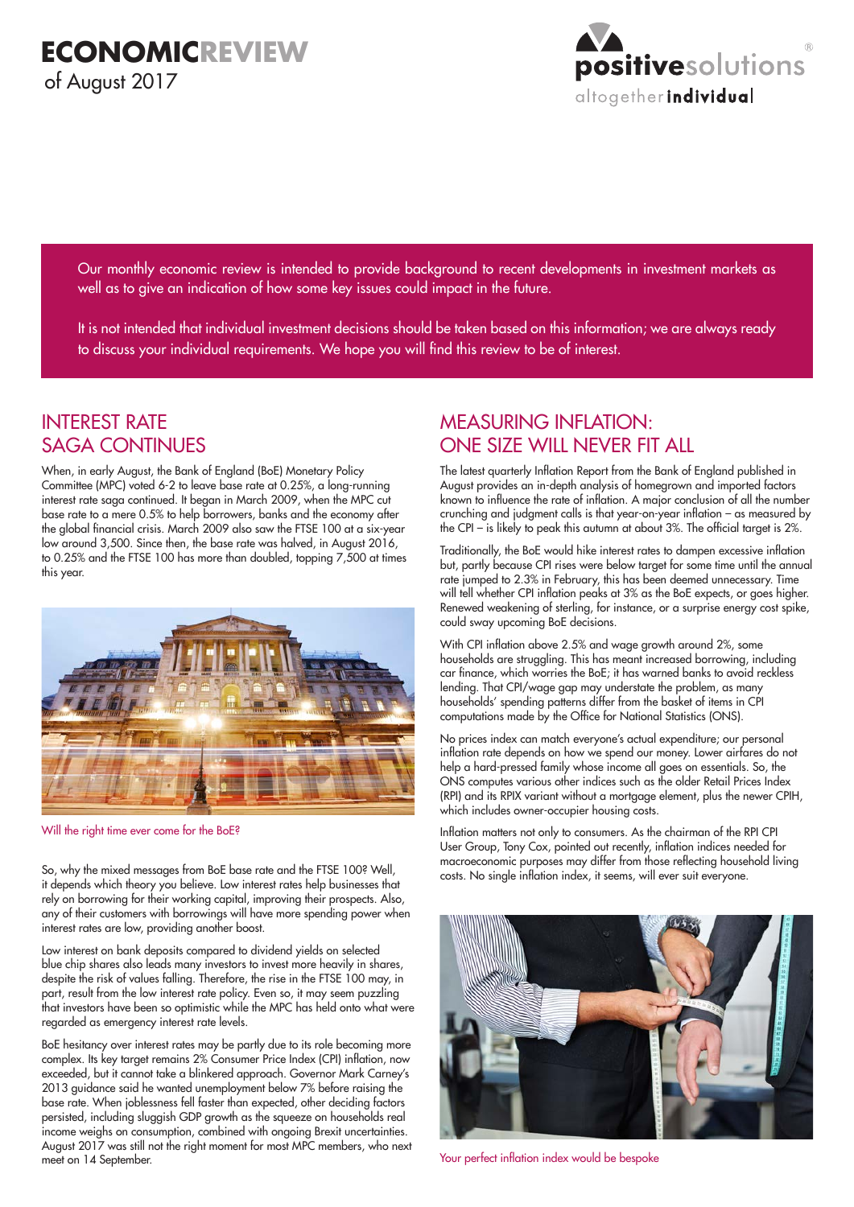# ECONOMIC REVIEW

of August 2017

Our monthly economic review is intended to provide background to recent developments in investment markets as well as to give an indication of how some key issues could impact in the future.

It is not intended that individual investment decisions should be taken based on this information; we are always ready to discuss your individual requirements. We hope you will find this review to be of interest.

## INTEREST RATE SAGA CONTINUES

When, in early August, the Bank of England (BoE) Monetary Policy Committee (MPC) voted 6-2 to leave base rate at 0.25%, a long-running interest rate saga continued. It began in March 2009, when the MPC cut base rate to a mere 0.5% to help borrowers, banks and the economy after the global financial crisis. March 2009 also saw the FTSE 100 at a six-year low around 3,500. Since then, the base rate was halved, in August 2016, to 0.25% and the FTSE 100 has more than doubled, topping 7,500 at times this year.

Will the right time ever come for the BoE?

So, why the mixed messages from BoE base rate and the FTSE 100? Well, it depends which theory you believe. Low interest rates help businesses that rely on borrowing for their working capital, improving their prospects. Also, any of their customers with borrowings will have more spending power when interest rates are low, providing another boost.

Low interest on bank deposits compared to dividend yields on selected blue chip shares also leads many investors to invest more heavily in shares, despite the risk of values falling. Therefore, the rise in the FTSE 100 may, in part, result from the low interest rate policy. Even so, it may seem puzzling that investors have been so optimistic while the MPC has held onto what were regarded as emergency interest rate levels.

BoE hesitancy over interest rates may be partly due to its role becoming more complex. Its key target remains 2% Consumer Price Index (CPI) inflation, now exceeded, but it cannot take a blinkered approach. Governor Mark Carney's 2013 guidance said he wanted unemployment below 7% before raising the base rate. When joblessness fell faster than expected, other deciding factors persisted, including sluggish GDP growth as the squeeze on households real income weighs on consumption, combined with ongoing Brexit uncertainties. August 2017 was still not the right moment for most MPC members, who next meet on 14 September.

## MEASURING INFLATION: ONE SIZE WILL NEVER FIT ALL

The latest quarterly Inflation Report from the Bank of England published in August provides an in-depth analysis of homegrown and imported factors known to influence the rate of inflation. A major conclusion of all the number crunching and judgment calls is that year-on-year inflation – as measured by the CPI – is likely to peak this autumn at about 3%. The official target is 2%.

Traditionally, the BoE would hike interest rates to dampen excessive inflation but, partly because CPI rises were below target for some time until the annual rate jumped to 2.3% in February, this has been deemed unnecessary. Time will tell whether CPI inflation peaks at 3% as the BoE expects, or goes higher. Renewed weakening of sterling, for instance, or a surprise energy cost spike, could sway upcoming BoE decisions.

With CPI inflation above 2.5% and wage growth around 2%, some households are struggling. This has meant increased borrowing, including car finance, which worries the BoE; it has warned banks to avoid reckless lending. That CPI/wage gap may understate the problem, as many households' spending patterns differ from the basket of items in CPI computations made by the Office for National Statistics (ONS).

No prices index can match everyone's actual expenditure; our personal inflation rate depends on how we spend our money. Lower airfares do not help a hard-pressed family whose income all goes on essentials. So, the ONS computes various other indices such as the older Retail Prices Index (RPI) and its RPIX variant without a mortgage element, plus the newer CPIH, which includes owner-occupier housing costs.

Inflation matters not only to consumers. As the chairman of the RPI CPI User Group, Tony Cox, pointed out recently, inflation indices needed for macroeconomic purposes may differ from those reflecting household living costs. No single inflation index, it seems, will ever suit everyone.

Your perfect inflation index would be bespoke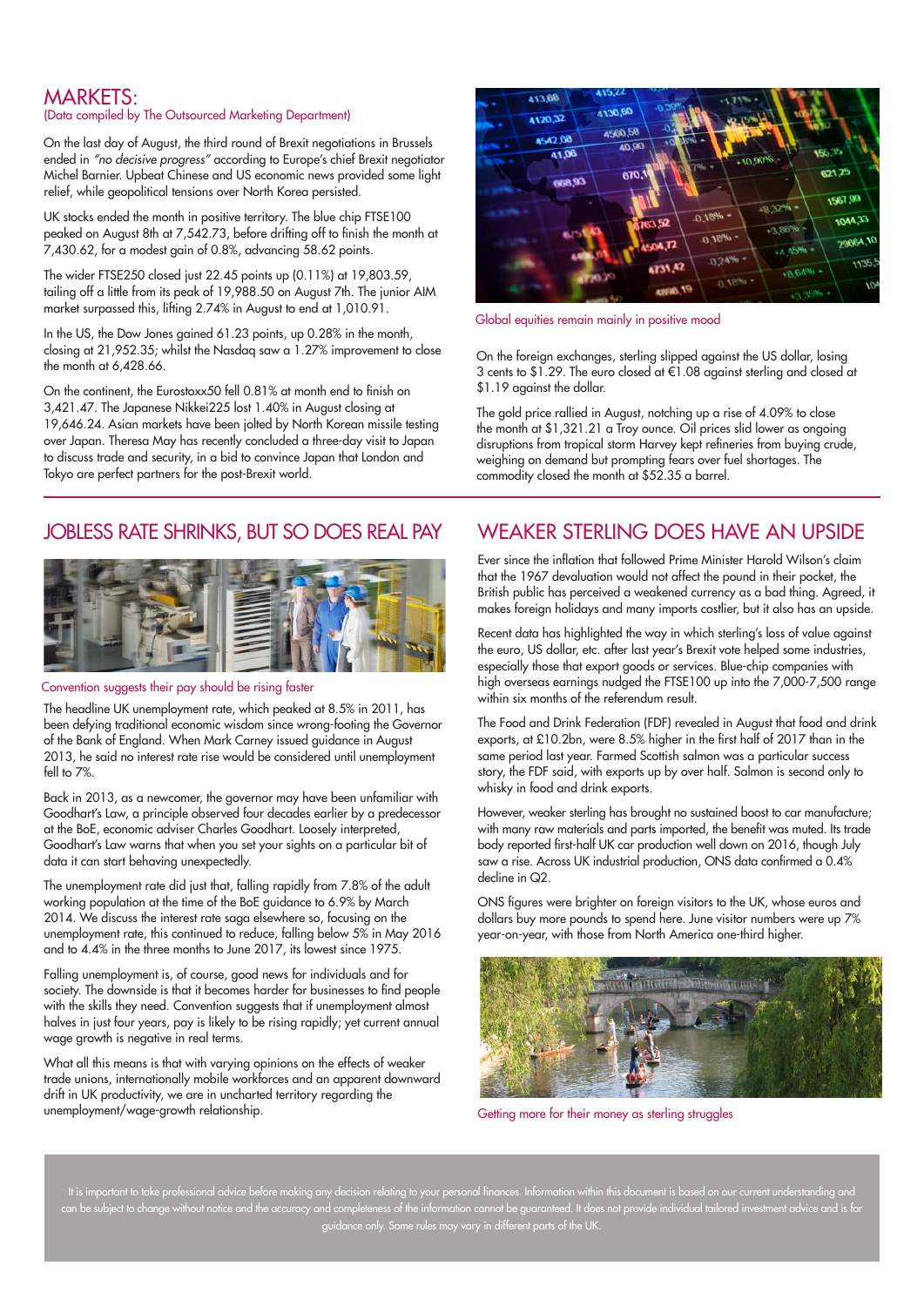## MARKETS:

(Data compiled by The Outsourced Marketing Department)

On the last day of August, the third round of Brexit negotiations in Brussels ended in *"no decisive progress"* according to Europe's chief Brexit negotiator Michel Barnier. Upbeat Chinese and US economic news provided some light relief, while geopolitical tensions over North Korea persisted.

UK stocks ended the month in positive territory. The blue chip FTSE100 peaked on August 8th at 7,542.73, before drifting off to finish the month at 7,430.62, for a modest gain of 0.8%, advancing 58.62 points.

The wider FTSE250 closed just 22.45 points up (0.11%) at 19,803.59, tailing off a little from its peak of 19,988.50 on August 7th. The junior AIM market surpassed this, lifting 2.74% in August to end at 1,010.91.

In the US, the Dow Jones gained 61.23 points, up 0.28% in the month, closing at 21,952.35; whilst the Nasdaq saw a 1.27% improvement to close the month at 6,428.66.

On the continent, the Eurostoxx50 fell 0.81% at month end to finish on 3,421.47. The Japanese Nikkei225 lost 1.40% in August closing at 19,646.24. Asian markets have been jolted by North Korean missile testing over Japan. Theresa May has recently concluded a three-day visit to Japan to discuss trade and security, in a bid to convince Japan that London and Tokyo are perfect partners for the post-Brexit world.

Global equities remain mainly in positive mood

On the foreign exchanges, sterling slipped against the US dollar, losing 3 cents to $1.29. The euro closed at €1.08 against sterling and closed at $1.19 against the dollar.

The gold price rallied in August, notching up a rise of 4.09% to close the month at $1,321.21 a Troy ounce. Oil prices slid lower as ongoing disruptions from tropical storm Harvey kept refineries from buying crude, weighing on demand but prompting fears over fuel shortages. The commodity closed the month at $52.35 a barrel.

## JOBLESS RATE SHRINKS, BUT SO DOES REAL PAY

Convention suggests their pay should be rising faster

The headline UK unemployment rate, which peaked at 8.5% in 2011, has been defying traditional economic wisdom since wrong-footing the Governor of the Bank of England. When Mark Carney issued guidance in August 2013, he said no interest rate rise would be considered until unemployment fell to 7%.

Back in 2013, as a newcomer, the governor may have been unfamiliar with Goodhart's Law, a principle observed four decades earlier by a predecessor at the BoE, economic adviser Charles Goodhart. Loosely interpreted, Goodhart's Law warns that when you set your sights on a particular bit of data it can start behaving unexpectedly.

The unemployment rate did just that, falling rapidly from 7.8% of the adult working population at the time of the BoE guidance to 6.9% by March 2014. We discuss the interest rate saga elsewhere so, focusing on the unemployment rate, this continued to reduce, falling below 5% in May 2016 and to 4.4% in the three months to June 2017, its lowest since 1975.

Falling unemployment is, of course, good news for individuals and for society. The downside is that it becomes harder for businesses to find people with the skills they need. Convention suggests that if unemployment almost halves in just four years, pay is likely to be rising rapidly; yet current annual wage growth is negative in real terms.

What all this means is that with varying opinions on the effects of weaker trade unions, internationally mobile workforces and an apparent downward drift in UK productivity, we are in uncharted territory regarding the unemployment/wage-growth relationship.

## WEAKER STERLING DOES HAVE AN UPSIDE

Ever since the inflation that followed Prime Minister Harold Wilson's claim that the 1967 devaluation would not affect the pound in their pocket, the British public has perceived a weakened currency as a bad thing. Agreed, it makes foreign holidays and many imports costlier, but it also has an upside.

Recent data has highlighted the way in which sterling's loss of value against the euro, US dollar, etc. after last year's Brexit vote helped some industries, especially those that export goods or services. Blue-chip companies with high overseas earnings nudged the FTSE100 up into the 7,000-7,500 range within six months of the referendum result.

The Food and Drink Federation (FDF) revealed in August that food and drink exports, at £10.2bn, were 8.5% higher in the first half of 2017 than in the same period last year. Farmed Scottish salmon was a particular success story, the FDF said, with exports up by over half. Salmon is second only to whisky in food and drink exports.

However, weaker sterling has brought no sustained boost to car manufacture; with many raw materials and parts imported, the benefit was muted. Its trade body reported first-half UK car production well down on 2016, though July saw a rise. Across UK industrial production, ONS data confirmed a 0.4% decline in Q2.

ONS figures were brighter on foreign visitors to the UK, whose euros and dollars buy more pounds to spend here. June visitor numbers were up 7% year-on-year, with those from North America one-third higher.

Getting more for their money as sterling struggles

It is important to take professional advice before making any decision relating to your personal finances. Information within this document is based on our current understanding and can be subject to change without notice and the accuracy and completeness of the information cannot be guaranteed. It does not provide individual tailored investment advice and is for guidance only. Some rules may vary in different parts of the UK.